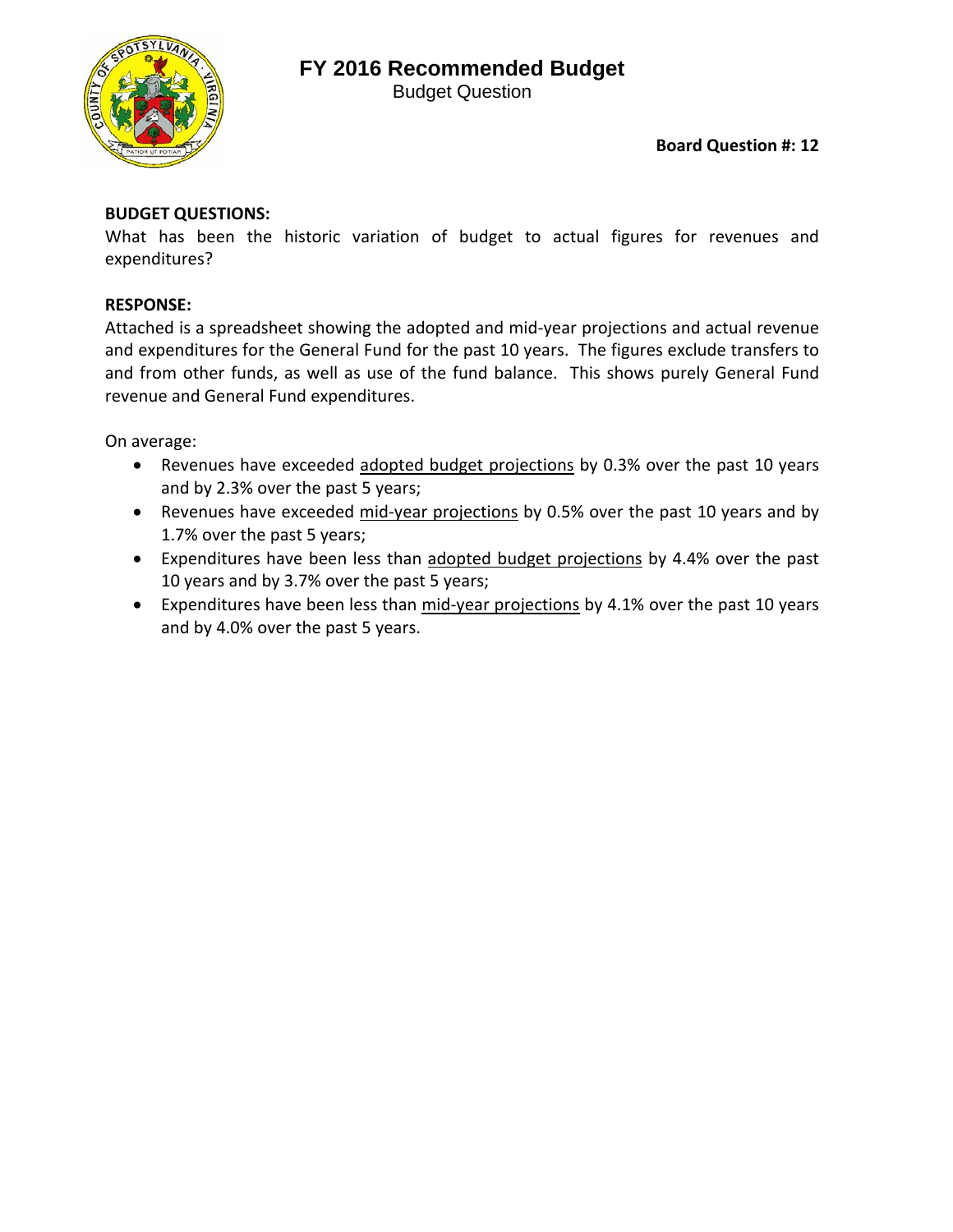# FY 2016 Recommended Budget

Budget Question

**Board Question #: 12**

**BUDGET QUESTIONS:**

What has been the historic variation of budget to actual figures for revenues and expenditures?

**RESPONSE:**

Attached is a spreadsheet showing the adopted and mid-year projections and actual revenue and expenditures for the General Fund for the past 10 years. The figures exclude transfers to and from other funds, as well as use of the fund balance. This shows purely General Fund revenue and General Fund expenditures.

On average:

- Revenues have exceeded <u>adopted budget projections</u> by 0.3% over the past 10 years and by 2.3% over the past 5 years;
- Revenues have exceeded <u>mid-year projections</u> by 0.5% over the past 10 years and by 1.7% over the past 5 years;
- Expenditures have been less than <u>adopted budget projections</u> by 4.4% over the past 10 years and by 3.7% over the past 5 years;
- Expenditures have been less than <u>mid-year projections</u> by 4.1% over the past 10 years and by 4.0% over the past 5 years.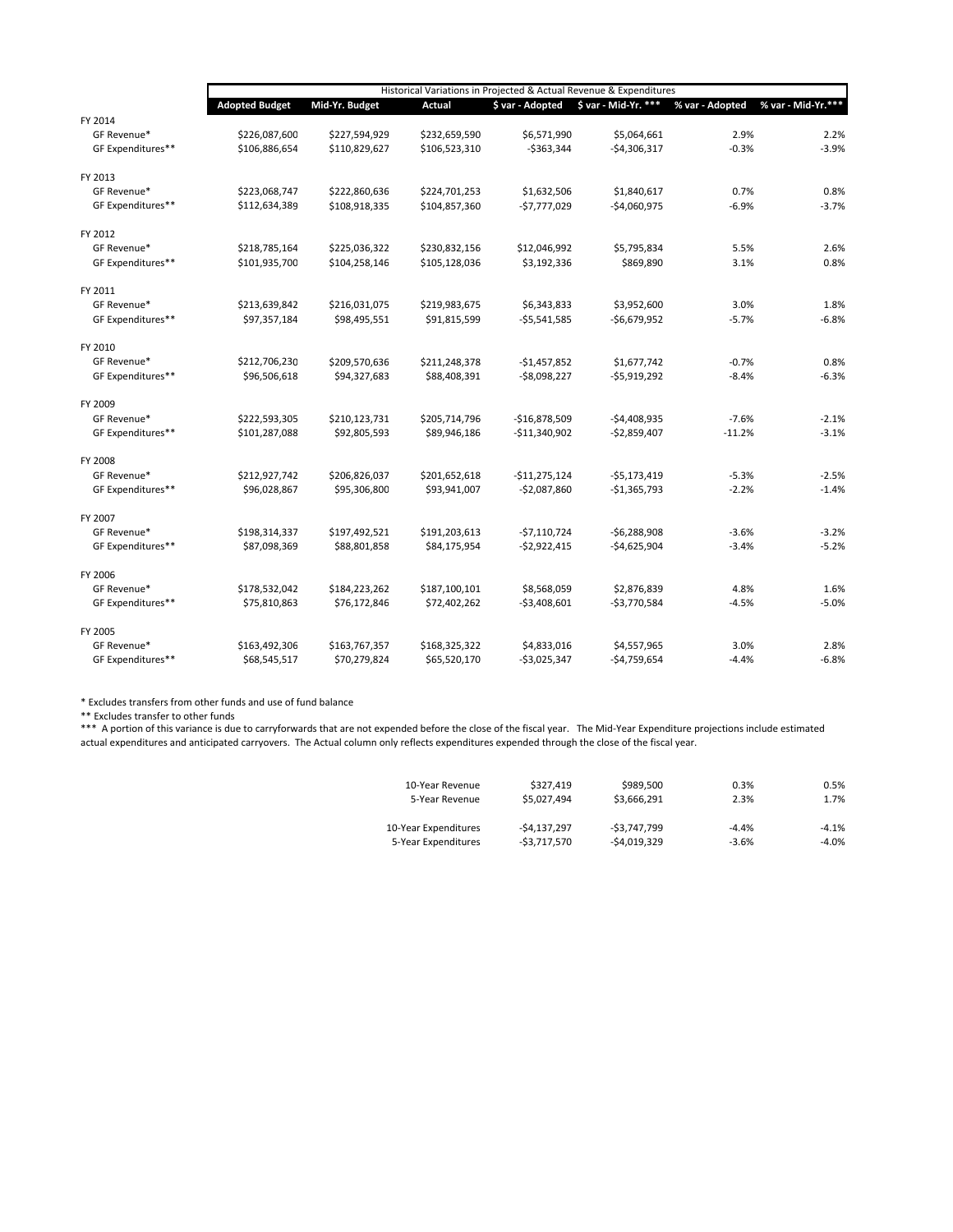| | Historical Variations in Projected & Actual Revenue & Expenditures | | | | | | |
|---|---|---|---|---|---|---|---|
| | **Adopted Budget** | **Mid-Yr. Budget** | **Actual** | **$ var - Adopted** | **$ var - Mid-Yr. *** ** | **% var - Adopted** | **% var - Mid-Yr.*** ** |
| FY 2014 | | | | | | | |
| GF Revenue* | $226,087,600 | $227,594,929 | $232,659,590 | $6,571,990 | $5,064,661 | 2.9% | 2.2% |
| GF Expenditures** | $106,886,654 | $110,829,627 | $106,523,310 | -$363,344 | -$4,306,317 | -0.3% | -3.9% |
| FY 2013 | | | | | | | |
| GF Revenue* | $223,068,747 | $222,860,636 | $224,701,253 | $1,632,506 | $1,840,617 | 0.7% | 0.8% |
| GF Expenditures** | $112,634,389 | $108,918,335 | $104,857,360 | -$7,777,029 | -$4,060,975 | -6.9% | -3.7% |
| FY 2012 | | | | | | | |
| GF Revenue* | $218,785,164 | $225,036,322 | $230,832,156 | $12,046,992 | $5,795,834 | 5.5% | 2.6% |
| GF Expenditures** | $101,935,700 | $104,258,146 | $105,128,036 | $3,192,336 | $869,890 | 3.1% | 0.8% |
| FY 2011 | | | | | | | |
| GF Revenue* | $213,639,842 | $216,031,075 | $219,983,675 | $6,343,833 | $3,952,600 | 3.0% | 1.8% |
| GF Expenditures** | $97,357,184 | $98,495,551 | $91,815,599 | -$5,541,585 | -$6,679,952 | -5.7% | -6.8% |
| FY 2010 | | | | | | | |
| GF Revenue* | $212,706,230 | $209,570,636 | $211,248,378 | -$1,457,852 | $1,677,742 | -0.7% | 0.8% |
| GF Expenditures** | $96,506,618 | $94,327,683 | $88,408,391 | -$8,098,227 | -$5,919,292 | -8.4% | -6.3% |
| FY 2009 | | | | | | | |
| GF Revenue* | $222,593,305 | $210,123,731 | $205,714,796 | -$16,878,509 | -$4,408,935 | -7.6% | -2.1% |
| GF Expenditures** | $101,287,088 | $92,805,593 | $89,946,186 | -$11,340,902 | -$2,859,407 | -11.2% | -3.1% |
| FY 2008 | | | | | | | |
| GF Revenue* | $212,927,742 | $206,826,037 | $201,652,618 | -$11,275,124 | -$5,173,419 | -5.3% | -2.5% |
| GF Expenditures** | $96,028,867 | $95,306,800 | $93,941,007 | -$2,087,860 | -$1,365,793 | -2.2% | -1.4% |
| FY 2007 | | | | | | | |
| GF Revenue* | $198,314,337 | $197,492,521 | $191,203,613 | -$7,110,724 | -$6,288,908 | -3.6% | -3.2% |
| GF Expenditures** | $87,098,369 | $88,801,858 | $84,175,954 | -$2,922,415 | -$4,625,904 | -3.4% | -5.2% |
| FY 2006 | | | | | | | |
| GF Revenue* | $178,532,042 | $184,223,262 | $187,100,101 | $8,568,059 | $2,876,839 | 4.8% | 1.6% |
| GF Expenditures** | $75,810,863 | $76,172,846 | $72,402,262 | -$3,408,601 | -$3,770,584 | -4.5% | -5.0% |
| FY 2005 | | | | | | | |
| GF Revenue* | $163,492,306 | $163,767,357 | $168,325,322 | $4,833,016 | $4,557,965 | 3.0% | 2.8% |
| GF Expenditures** | $68,545,517 | $70,279,824 | $65,520,170 | -$3,025,347 | -$4,759,654 | -4.4% | -6.8% |

* Excludes transfers from other funds and use of fund balance

** Excludes transfer to other funds

*** A portion of this variance is due to carryforwards that are not expended before the close of the fiscal year. The Mid-Year Expenditure projections include estimated actual expenditures and anticipated carryovers. The Actual column only reflects expenditures expended through the close of the fiscal year.

| | | | | |
|---|---|---|---|---|
| 10-Year Revenue | $327,419 | $989,500 | 0.3% | 0.5% |
| 5-Year Revenue | $5,027,494 | $3,666,291 | 2.3% | 1.7% |
| 10-Year Expenditures | -$4,137,297 | -$3,747,799 | -4.4% | -4.1% |
| 5-Year Expenditures | -$3,717,570 | -$4,019,329 | -3.6% | -4.0% |